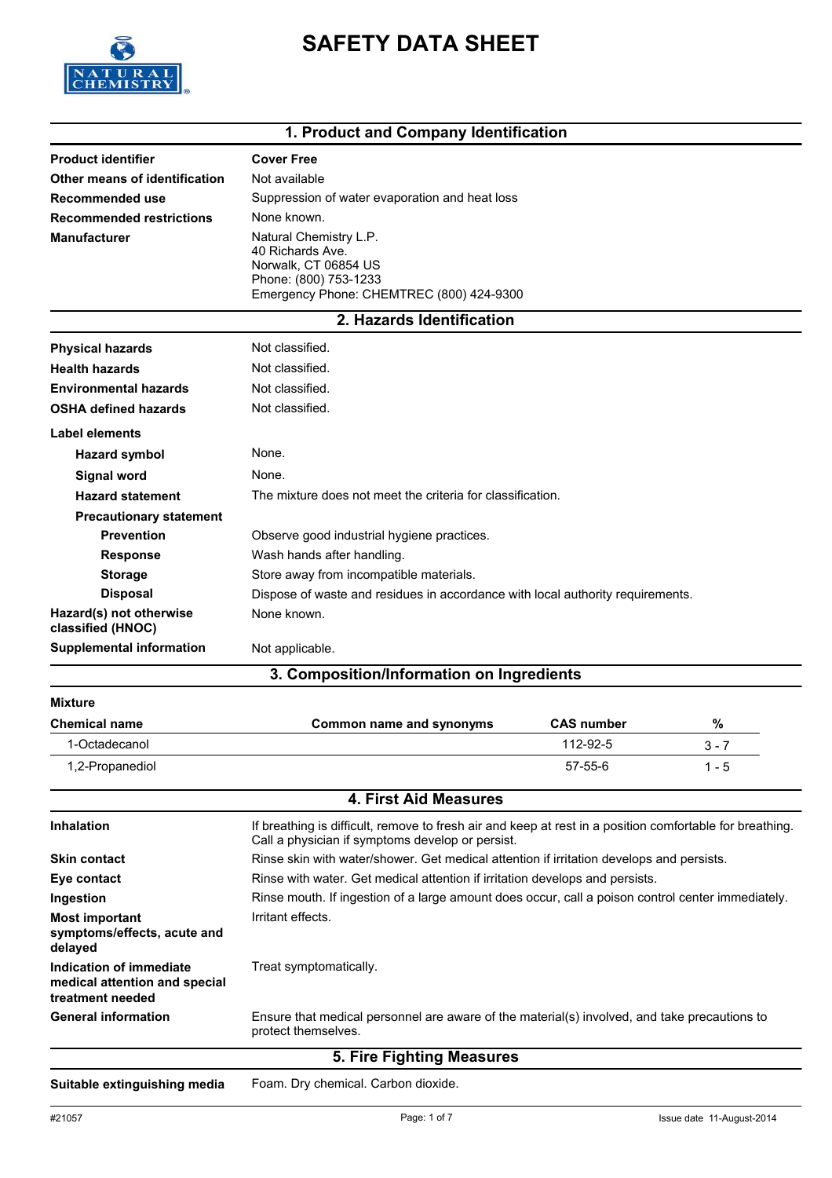# SAFETY DATA SHEET

## 1. Product and Company Identification

| | |
|---|---|
| **Product identifier** | **Cover Free** |
| **Other means of identification** | Not available |
| **Recommended use** | Suppression of water evaporation and heat loss |
| **Recommended restrictions** | None known. |
| **Manufacturer** | Natural Chemistry L.P.<br>40 Richards Ave.<br>Norwalk, CT 06854 US<br>Phone: (800) 753-1233<br>Emergency Phone: CHEMTREC (800) 424-9300 |

## 2. Hazards Identification

| | |
|---|---|
| **Physical hazards** | Not classified. |
| **Health hazards** | Not classified. |
| **Environmental hazards** | Not classified. |
| **OSHA defined hazards** | Not classified. |

**Label elements**

| | |
|---|---|
| **Hazard symbol** | None. |
| **Signal word** | None. |
| **Hazard statement** | The mixture does not meet the criteria for classification. |
| **Precautionary statement** | |
| **Prevention** | Observe good industrial hygiene practices. |
| **Response** | Wash hands after handling. |
| **Storage** | Store away from incompatible materials. |
| **Disposal** | Dispose of waste and residues in accordance with local authority requirements. |
| **Hazard(s) not otherwise classified (HNOC)** | None known. |
| **Supplemental information** | Not applicable. |

## 3. Composition/Information on Ingredients

**Mixture**

| Chemical name | Common name and synonyms | CAS number | % |
|---|---|---|---|
| 1-Octadecanol | | 112-92-5 | 3 - 7 |
| 1,2-Propanediol | | 57-55-6 | 1 - 5 |

## 4. First Aid Measures

| | |
|---|---|
| **Inhalation** | If breathing is difficult, remove to fresh air and keep at rest in a position comfortable for breathing. Call a physician if symptoms develop or persist. |
| **Skin contact** | Rinse skin with water/shower. Get medical attention if irritation develops and persists. |
| **Eye contact** | Rinse with water. Get medical attention if irritation develops and persists. |
| **Ingestion** | Rinse mouth. If ingestion of a large amount does occur, call a poison control center immediately. |
| **Most important symptoms/effects, acute and delayed** | Irritant effects. |
| **Indication of immediate medical attention and special treatment needed** | Treat symptomatically. |
| **General information** | Ensure that medical personnel are aware of the material(s) involved, and take precautions to protect themselves. |

## 5. Fire Fighting Measures

| | |
|---|---|
| **Suitable extinguishing media** | Foam. Dry chemical. Carbon dioxide. |

#21057 Issue date 11-August-2014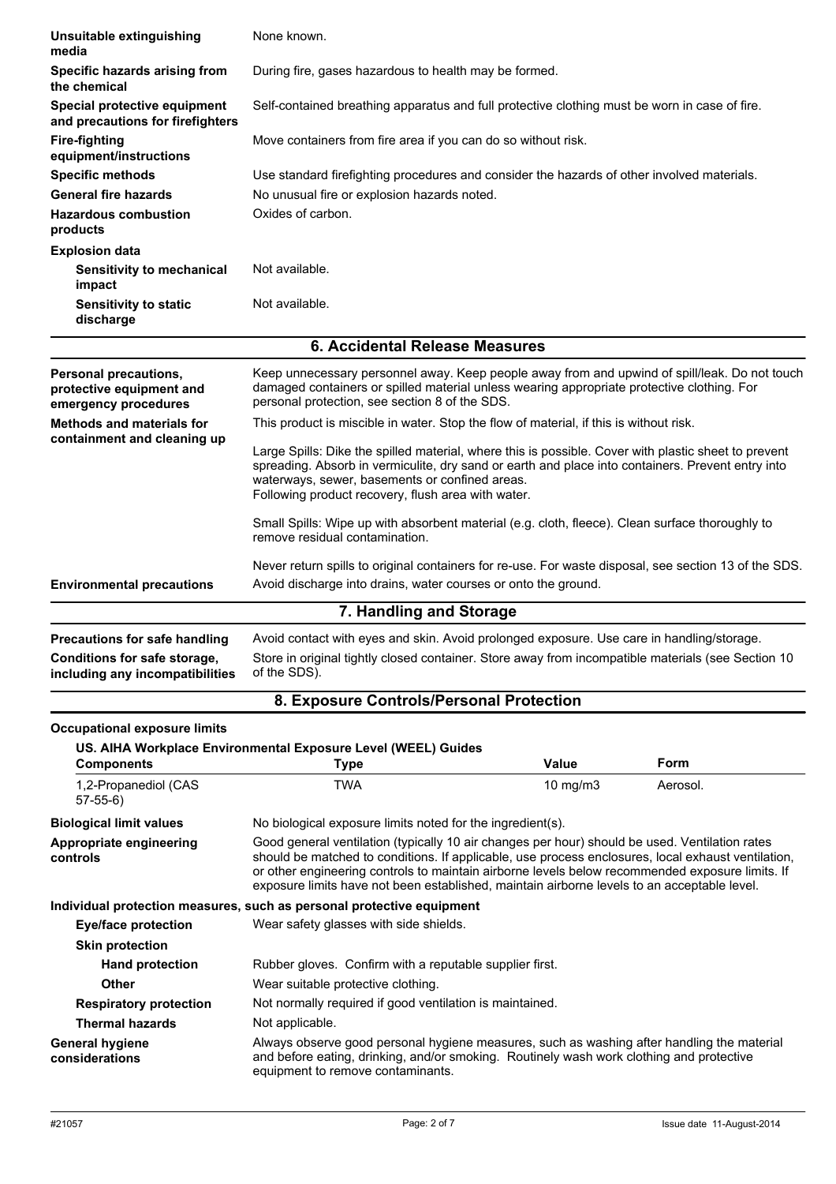| | |
|---|---|
| **Unsuitable extinguishing media** | None known. |
| **Specific hazards arising from the chemical** | During fire, gases hazardous to health may be formed. |
| **Special protective equipment and precautions for firefighters** | Self-contained breathing apparatus and full protective clothing must be worn in case of fire. |
| **Fire-fighting equipment/instructions** | Move containers from fire area if you can do so without risk. |
| **Specific methods** | Use standard firefighting procedures and consider the hazards of other involved materials. |
| **General fire hazards** | No unusual fire or explosion hazards noted. |
| **Hazardous combustion products** | Oxides of carbon. |

**Explosion data**

| | |
|---|---|
| **Sensitivity to mechanical impact** | Not available. |
| **Sensitivity to static discharge** | Not available. |

## 6. Accidental Release Measures

**Personal precautions, protective equipment and emergency procedures**

Keep unnecessary personnel away. Keep people away from and upwind of spill/leak. Do not touch damaged containers or spilled material unless wearing appropriate protective clothing. For personal protection, see section 8 of the SDS.

**Methods and materials for containment and cleaning up**

This product is miscible in water. Stop the flow of material, if this is without risk.

Large Spills: Dike the spilled material, where this is possible. Cover with plastic sheet to prevent spreading. Absorb in vermiculite, dry sand or earth and place into containers. Prevent entry into waterways, sewer, basements or confined areas.
Following product recovery, flush area with water.

Small Spills: Wipe up with absorbent material (e.g. cloth, fleece). Clean surface thoroughly to remove residual contamination.

Never return spills to original containers for re-use. For waste disposal, see section 13 of the SDS.

**Environmental precautions**

Avoid discharge into drains, water courses or onto the ground.

## 7. Handling and Storage

**Precautions for safe handling**

Avoid contact with eyes and skin. Avoid prolonged exposure. Use care in handling/storage.

**Conditions for safe storage, including any incompatibilities**

Store in original tightly closed container. Store away from incompatible materials (see Section 10 of the SDS).

## 8. Exposure Controls/Personal Protection

**Occupational exposure limits**

**US. AIHA Workplace Environmental Exposure Level (WEEL) Guides**

| Components | Type | Value | Form |
|---|---|---|---|
| 1,2-Propanediol (CAS 57-55-6) | TWA | 10 mg/m3 | Aerosol. |

**Biological limit values**

No biological exposure limits noted for the ingredient(s).

**Appropriate engineering controls**

Good general ventilation (typically 10 air changes per hour) should be used. Ventilation rates should be matched to conditions. If applicable, use process enclosures, local exhaust ventilation, or other engineering controls to maintain airborne levels below recommended exposure limits. If exposure limits have not been established, maintain airborne levels to an acceptable level.

**Individual protection measures, such as personal protective equipment**

| | |
|---|---|
| **Eye/face protection** | Wear safety glasses with side shields. |
| **Skin protection** | |
| **Hand protection** | Rubber gloves. Confirm with a reputable supplier first. |
| **Other** | Wear suitable protective clothing. |
| **Respiratory protection** | Not normally required if good ventilation is maintained. |
| **Thermal hazards** | Not applicable. |

**General hygiene considerations**

Always observe good personal hygiene measures, such as washing after handling the material and before eating, drinking, and/or smoking. Routinely wash work clothing and protective equipment to remove contaminants.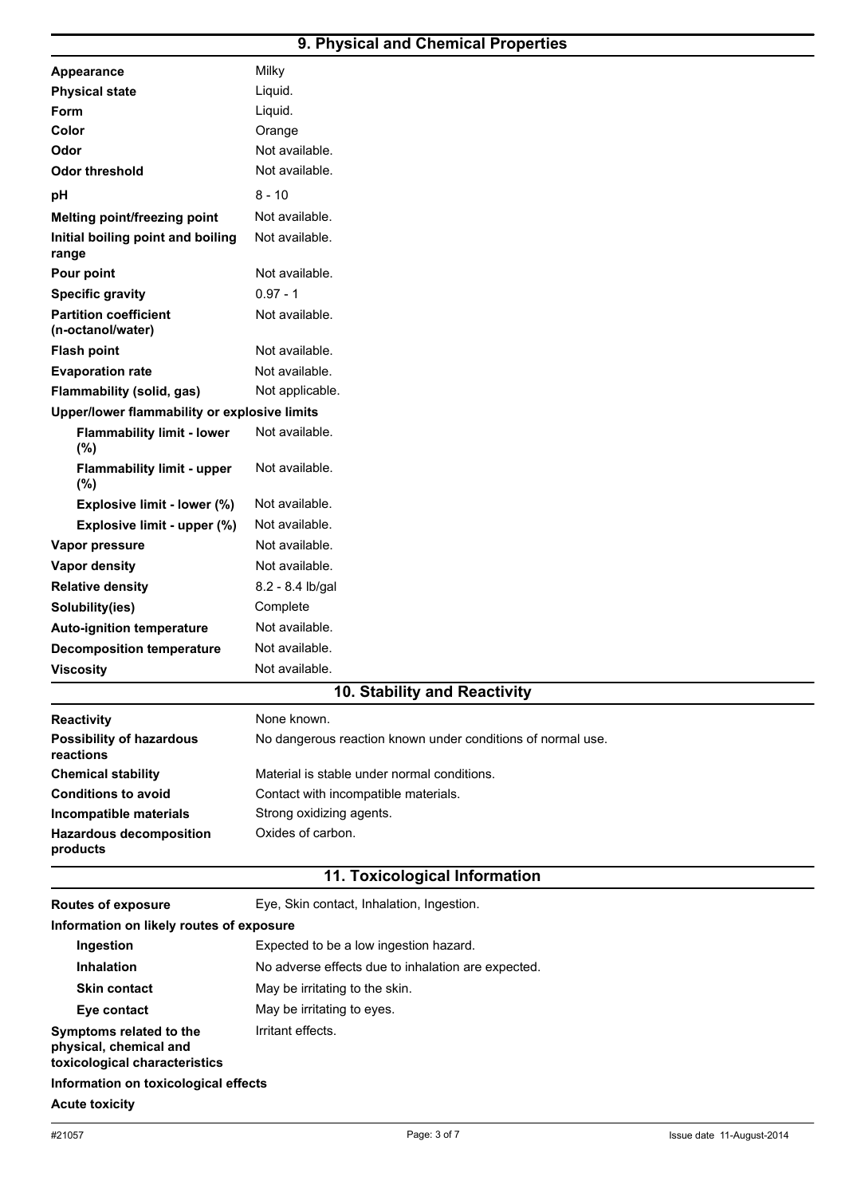## 9. Physical and Chemical Properties

| Property | Value |
| --- | --- |
| **Appearance** | Milky |
| **Physical state** | Liquid. |
| **Form** | Liquid. |
| **Color** | Orange |
| **Odor** | Not available. |
| **Odor threshold** | Not available. |
| **pH** | 8 - 10 |
| **Melting point/freezing point** | Not available. |
| **Initial boiling point and boiling range** | Not available. |
| **Pour point** | Not available. |
| **Specific gravity** | 0.97 - 1 |
| **Partition coefficient (n-octanol/water)** | Not available. |
| **Flash point** | Not available. |
| **Evaporation rate** | Not available. |
| **Flammability (solid, gas)** | Not applicable. |
| **Upper/lower flammability or explosive limits** | |
| **Flammability limit - lower (%)** | Not available. |
| **Flammability limit - upper (%)** | Not available. |
| **Explosive limit - lower (%)** | Not available. |
| **Explosive limit - upper (%)** | Not available. |
| **Vapor pressure** | Not available. |
| **Vapor density** | Not available. |
| **Relative density** | 8.2 - 8.4 lb/gal |
| **Solubility(ies)** | Complete |
| **Auto-ignition temperature** | Not available. |
| **Decomposition temperature** | Not available. |
| **Viscosity** | Not available. |

## 10. Stability and Reactivity

| Property | Value |
| --- | --- |
| **Reactivity** | None known. |
| **Possibility of hazardous reactions** | No dangerous reaction known under conditions of normal use. |
| **Chemical stability** | Material is stable under normal conditions. |
| **Conditions to avoid** | Contact with incompatible materials. |
| **Incompatible materials** | Strong oxidizing agents. |
| **Hazardous decomposition products** | Oxides of carbon. |

## 11. Toxicological Information

| Property | Value |
| --- | --- |
| **Routes of exposure** | Eye, Skin contact, Inhalation, Ingestion. |
| **Information on likely routes of exposure** | |
| **Ingestion** | Expected to be a low ingestion hazard. |
| **Inhalation** | No adverse effects due to inhalation are expected. |
| **Skin contact** | May be irritating to the skin. |
| **Eye contact** | May be irritating to eyes. |
| **Symptoms related to the physical, chemical and toxicological characteristics** | Irritant effects. |

**Information on toxicological effects**

**Acute toxicity**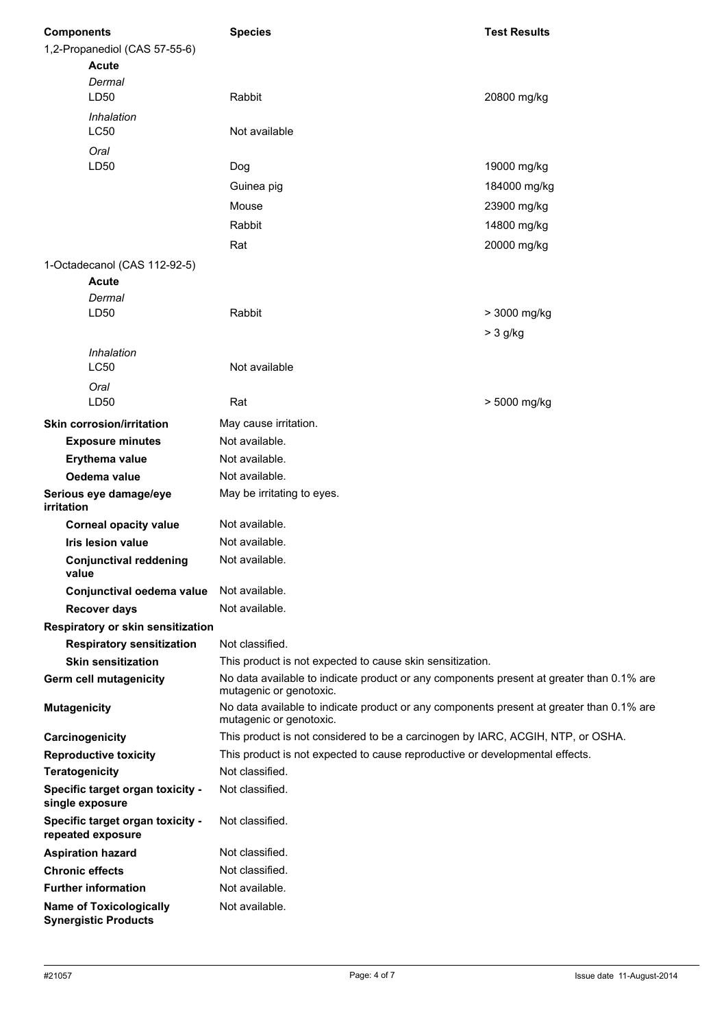| Components | Species | Test Results |
| --- | --- | --- |
| 1,2-Propanediol (CAS 57-55-6) | | |
| **Acute** | | |
| *Dermal* | | |
| LD50 | Rabbit | 20800 mg/kg |
| *Inhalation* | | |
| LC50 | Not available | |
| *Oral* | | |
| LD50 | Dog | 19000 mg/kg |
| | Guinea pig | 184000 mg/kg |
| | Mouse | 23900 mg/kg |
| | Rabbit | 14800 mg/kg |
| | Rat | 20000 mg/kg |
| 1-Octadecanol (CAS 112-92-5) | | |
| **Acute** | | |
| *Dermal* | | |
| LD50 | Rabbit | > 3000 mg/kg |
| | | > 3 g/kg |
| *Inhalation* | | |
| LC50 | Not available | |
| *Oral* | | |
| LD50 | Rat | > 5000 mg/kg |

| | |
| --- | --- |
| **Skin corrosion/irritation** | May cause irritation. |
| **Exposure minutes** | Not available. |
| **Erythema value** | Not available. |
| **Oedema value** | Not available. |
| **Serious eye damage/eye irritation** | May be irritating to eyes. |
| **Corneal opacity value** | Not available. |
| **Iris lesion value** | Not available. |
| **Conjunctival reddening value** | Not available. |
| **Conjunctival oedema value** | Not available. |
| **Recover days** | Not available. |
| **Respiratory or skin sensitization** | |
| **Respiratory sensitization** | Not classified. |
| **Skin sensitization** | This product is not expected to cause skin sensitization. |
| **Germ cell mutagenicity** | No data available to indicate product or any components present at greater than 0.1% are mutagenic or genotoxic. |
| **Mutagenicity** | No data available to indicate product or any components present at greater than 0.1% are mutagenic or genotoxic. |
| **Carcinogenicity** | This product is not considered to be a carcinogen by IARC, ACGIH, NTP, or OSHA. |
| **Reproductive toxicity** | This product is not expected to cause reproductive or developmental effects. |
| **Teratogenicity** | Not classified. |
| **Specific target organ toxicity - single exposure** | Not classified. |
| **Specific target organ toxicity - repeated exposure** | Not classified. |
| **Aspiration hazard** | Not classified. |
| **Chronic effects** | Not classified. |
| **Further information** | Not available. |
| **Name of Toxicologically Synergistic Products** | Not available. |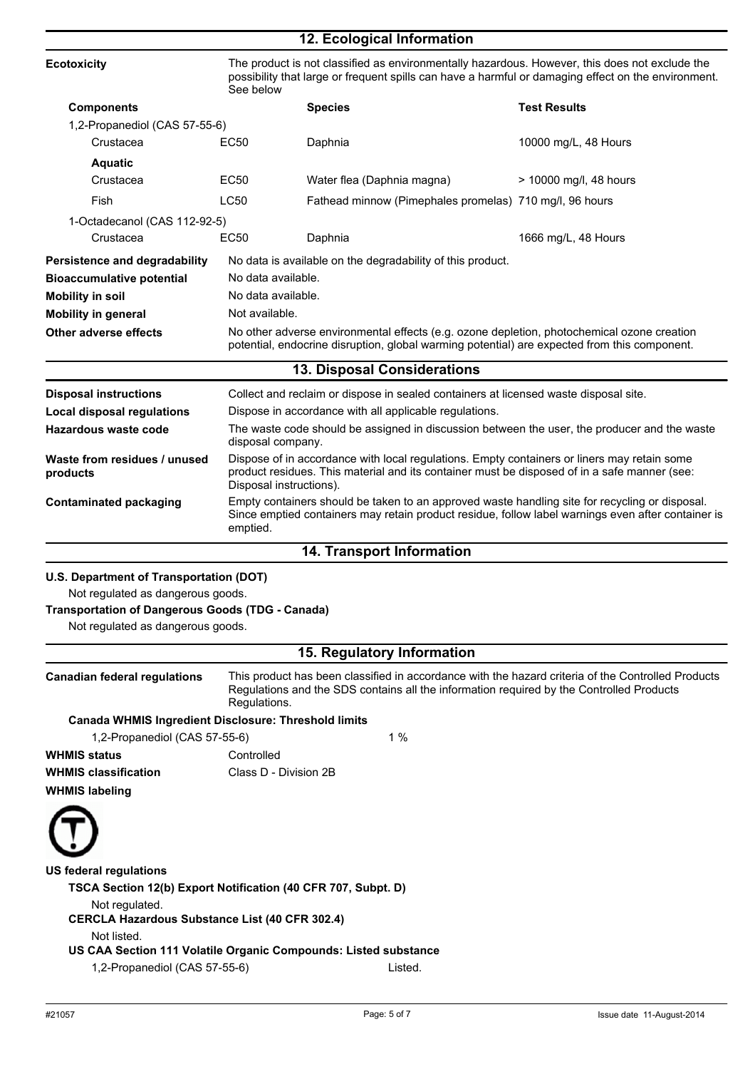## 12. Ecological Information

**Ecotoxicity** The product is not classified as environmentally hazardous. However, this does not exclude the possibility that large or frequent spills can have a harmful or damaging effect on the environment. See below

| Components | | Species | Test Results |
|---|---|---|---|
| 1,2-Propanediol (CAS 57-55-6) | | | |
| Crustacea | EC50 | Daphnia | 10000 mg/L, 48 Hours |
| **Aquatic** | | | |
| Crustacea | EC50 | Water flea (Daphnia magna) | > 10000 mg/l, 48 hours |
| Fish | LC50 | Fathead minnow (Pimephales promelas) | 710 mg/l, 96 hours |
| 1-Octadecanol (CAS 112-92-5) | | | |
| Crustacea | EC50 | Daphnia | 1666 mg/L, 48 Hours |

**Persistence and degradability** No data is available on the degradability of this product.

**Bioaccumulative potential** No data available.

**Mobility in soil** No data available.

**Mobility in general** Not available.

**Other adverse effects** No other adverse environmental effects (e.g. ozone depletion, photochemical ozone creation potential, endocrine disruption, global warming potential) are expected from this component.

## 13. Disposal Considerations

**Disposal instructions** Collect and reclaim or dispose in sealed containers at licensed waste disposal site.

**Local disposal regulations** Dispose in accordance with all applicable regulations.

**Hazardous waste code** The waste code should be assigned in discussion between the user, the producer and the waste disposal company.

**Waste from residues / unused products** Dispose of in accordance with local regulations. Empty containers or liners may retain some product residues. This material and its container must be disposed of in a safe manner (see: Disposal instructions).

**Contaminated packaging** Empty containers should be taken to an approved waste handling site for recycling or disposal. Since emptied containers may retain product residue, follow label warnings even after container is emptied.

## 14. Transport Information

**U.S. Department of Transportation (DOT)**

Not regulated as dangerous goods.

**Transportation of Dangerous Goods (TDG - Canada)**

Not regulated as dangerous goods.

## 15. Regulatory Information

**Canadian federal regulations** This product has been classified in accordance with the hazard criteria of the Controlled Products Regulations and the SDS contains all the information required by the Controlled Products Regulations.

**Canada WHMIS Ingredient Disclosure: Threshold limits**

1,2-Propanediol (CAS 57-55-6) 1 %

**WHMIS status** Controlled

**WHMIS classification** Class D - Division 2B

**WHMIS labeling**

**US federal regulations**

**TSCA Section 12(b) Export Notification (40 CFR 707, Subpt. D)**

Not regulated.

**CERCLA Hazardous Substance List (40 CFR 302.4)**

Not listed.

**US CAA Section 111 Volatile Organic Compounds: Listed substance**

1,2-Propanediol (CAS 57-55-6) Listed.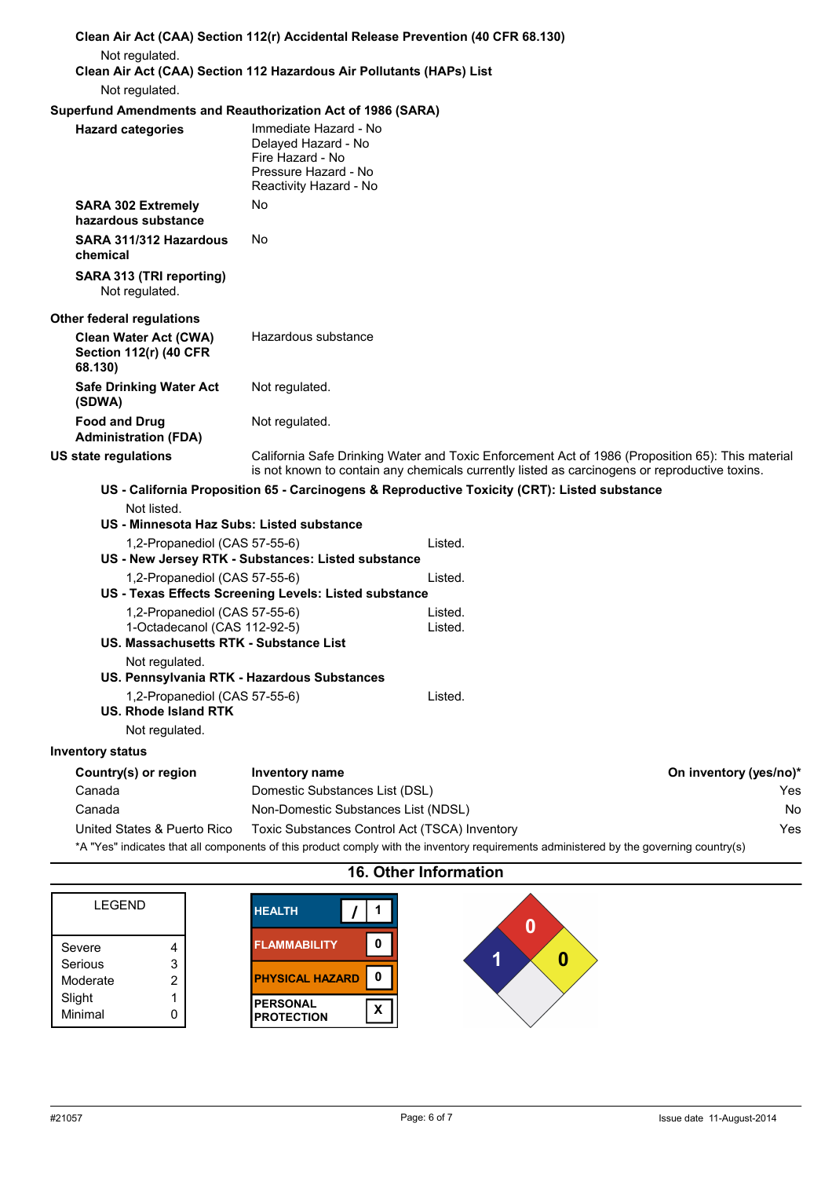**Clean Air Act (CAA) Section 112(r) Accidental Release Prevention (40 CFR 68.130)**

Not regulated.

**Clean Air Act (CAA) Section 112 Hazardous Air Pollutants (HAPs) List**

Not regulated.

**Superfund Amendments and Reauthorization Act of 1986 (SARA)**

| | |
|---|---|
| **Hazard categories** | Immediate Hazard - No<br>Delayed Hazard - No<br>Fire Hazard - No<br>Pressure Hazard - No<br>Reactivity Hazard - No |
| **SARA 302 Extremely hazardous substance** | No |
| **SARA 311/312 Hazardous chemical** | No |

**SARA 313 (TRI reporting)**

Not regulated.

**Other federal regulations**

| | |
|---|---|
| **Clean Water Act (CWA) Section 112(r) (40 CFR 68.130)** | Hazardous substance |
| **Safe Drinking Water Act (SDWA)** | Not regulated. |
| **Food and Drug Administration (FDA)** | Not regulated. |

**US state regulations**

California Safe Drinking Water and Toxic Enforcement Act of 1986 (Proposition 65): This material is not known to contain any chemicals currently listed as carcinogens or reproductive toxins.

**US - California Proposition 65 - Carcinogens & Reproductive Toxicity (CRT): Listed substance**

Not listed.

**US - Minnesota Haz Subs: Listed substance**

1,2-Propanediol (CAS 57-55-6) Listed.

**US - New Jersey RTK - Substances: Listed substance**

1,2-Propanediol (CAS 57-55-6) Listed.

**US - Texas Effects Screening Levels: Listed substance**

1,2-Propanediol (CAS 57-55-6) Listed.
1-Octadecanol (CAS 112-92-5) Listed.

**US. Massachusetts RTK - Substance List**

Not regulated.

**US. Pennsylvania RTK - Hazardous Substances**

1,2-Propanediol (CAS 57-55-6) Listed.

**US. Rhode Island RTK**

Not regulated.

**Inventory status**

| Country(s) or region | Inventory name | On inventory (yes/no)* |
|---|---|---|
| Canada | Domestic Substances List (DSL) | Yes |
| Canada | Non-Domestic Substances List (NDSL) | No |
| United States & Puerto Rico | Toxic Substances Control Act (TSCA) Inventory | Yes |

*A "Yes" indicates that all components of this product comply with the inventory requirements administered by the governing country(s)

## 16. Other Information

| LEGEND | |
|---|---|
| Severe | 4 |
| Serious | 3 |
| Moderate | 2 |
| Slight | 1 |
| Minimal | 0 |

| | |
|---|---|
| HEALTH | / 1 |
| FLAMMABILITY | 0 |
| PHYSICAL HAZARD | 0 |
| PERSONAL PROTECTION | X |

NFPA: Health 1, Flammability 0, Instability 0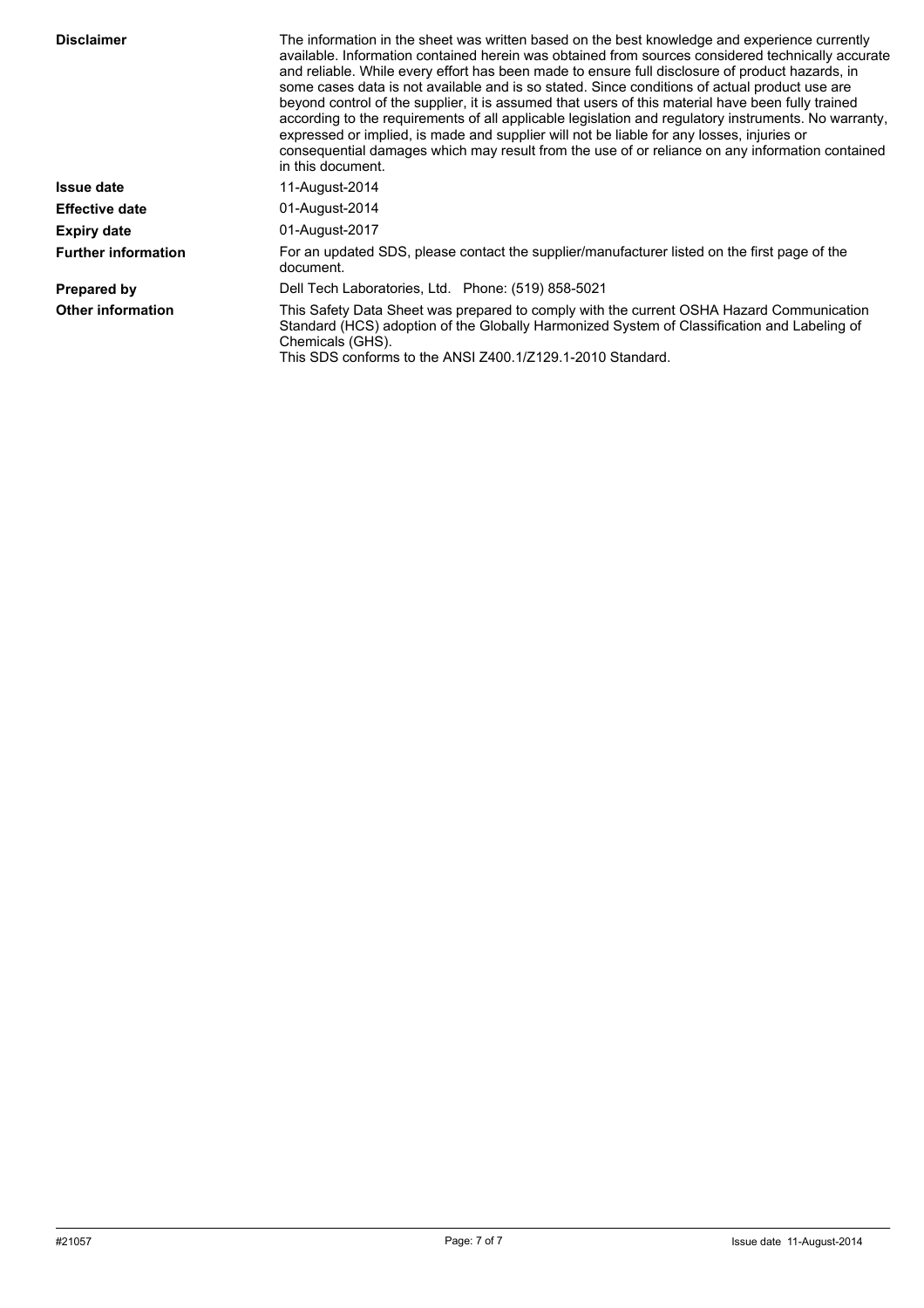| | |
|---|---|
| **Disclaimer** | The information in the sheet was written based on the best knowledge and experience currently available. Information contained herein was obtained from sources considered technically accurate and reliable. While every effort has been made to ensure full disclosure of product hazards, in some cases data is not available and is so stated. Since conditions of actual product use are beyond control of the supplier, it is assumed that users of this material have been fully trained according to the requirements of all applicable legislation and regulatory instruments. No warranty, expressed or implied, is made and supplier will not be liable for any losses, injuries or consequential damages which may result from the use of or reliance on any information contained in this document. |
| **Issue date** | 11-August-2014 |
| **Effective date** | 01-August-2014 |
| **Expiry date** | 01-August-2017 |
| **Further information** | For an updated SDS, please contact the supplier/manufacturer listed on the first page of the document. |
| **Prepared by** | Dell Tech Laboratories, Ltd. Phone: (519) 858-5021 |
| **Other information** | This Safety Data Sheet was prepared to comply with the current OSHA Hazard Communication Standard (HCS) adoption of the Globally Harmonized System of Classification and Labeling of Chemicals (GHS). This SDS conforms to the ANSI Z400.1/Z129.1-2010 Standard. |